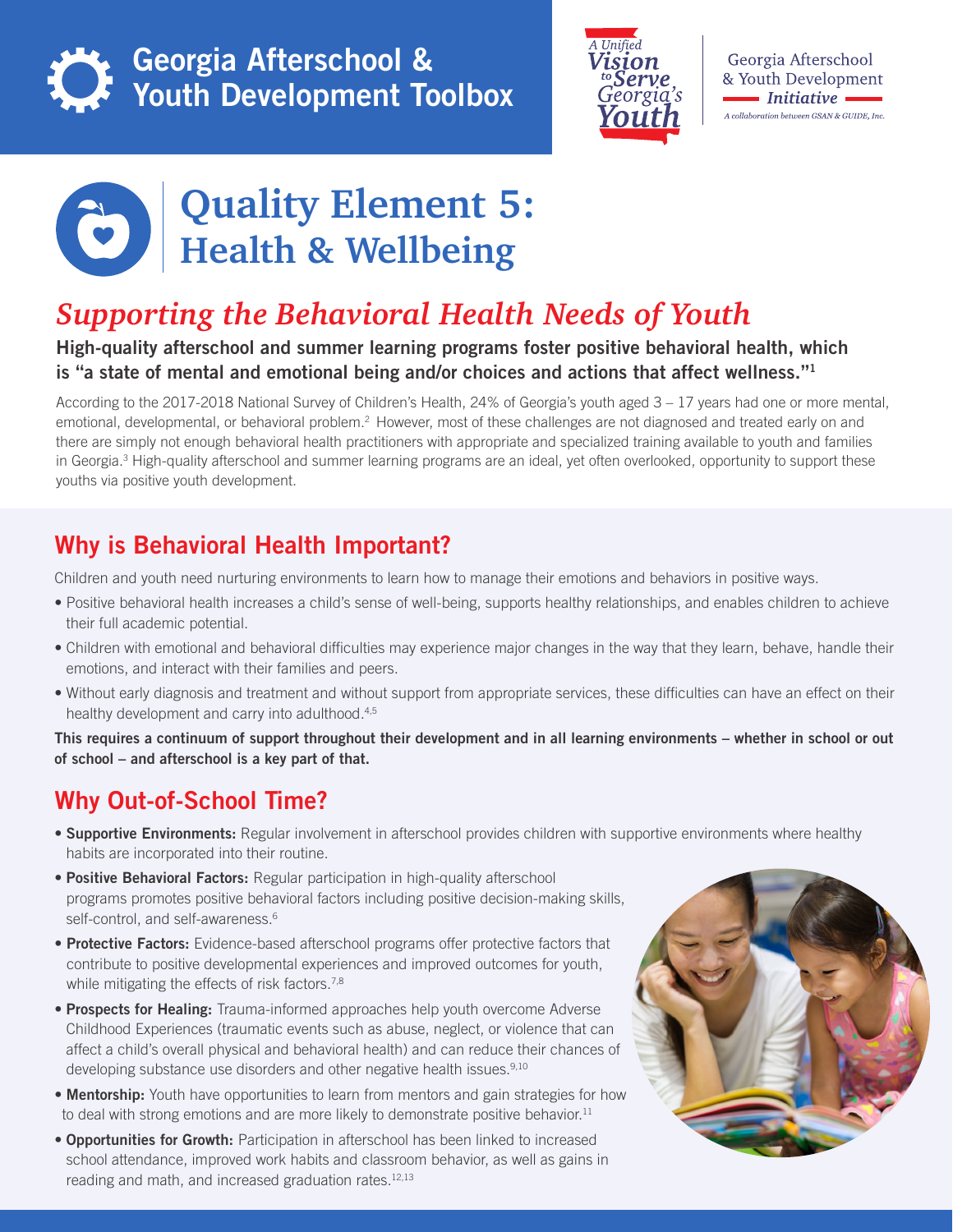# Georgia Afterschool & Youth Development Toolbox

A Unified Vision to Serve Georgia's Youth

Georgia Afterschool & Youth Development Initiative

A collaboration between GSAN & GUIDE, Inc.

# Quality Element 5: Health & Wellbeing

## *Supporting the Behavioral Health Needs of Youth*

**High-quality afterschool and summer learning programs foster positive behavioral health, which is "a state of mental and emotional being and/or choices and actions that affect wellness."[1]**

According to the 2017-2018 National Survey of Children's Health, 24% of Georgia's youth aged 3 – 17 years had one or more mental, emotional, developmental, or behavioral problem.[2] However, most of these challenges are not diagnosed and treated early on and there are simply not enough behavioral health practitioners with appropriate and specialized training available to youth and families in Georgia.[3] High-quality afterschool and summer learning programs are an ideal, yet often overlooked, opportunity to support these youths via positive youth development.

## Why is Behavioral Health Important?

Children and youth need nurturing environments to learn how to manage their emotions and behaviors in positive ways.

- Positive behavioral health increases a child's sense of well-being, supports healthy relationships, and enables children to achieve their full academic potential.
- Children with emotional and behavioral difficulties may experience major changes in the way that they learn, behave, handle their emotions, and interact with their families and peers.
- Without early diagnosis and treatment and without support from appropriate services, these difficulties can have an effect on their healthy development and carry into adulthood.[4,5]

**This requires a continuum of support throughout their development and in all learning environments – whether in school or out of school – and afterschool is a key part of that.**

## Why Out-of-School Time?

- **Supportive Environments:** Regular involvement in afterschool provides children with supportive environments where healthy habits are incorporated into their routine.
- **Positive Behavioral Factors:** Regular participation in high-quality afterschool programs promotes positive behavioral factors including positive decision-making skills, self-control, and self-awareness.[6]
- **Protective Factors:** Evidence-based afterschool programs offer protective factors that contribute to positive developmental experiences and improved outcomes for youth, while mitigating the effects of risk factors.[7,8]
- **Prospects for Healing:** Trauma-informed approaches help youth overcome Adverse Childhood Experiences (traumatic events such as abuse, neglect, or violence that can affect a child's overall physical and behavioral health) and can reduce their chances of developing substance use disorders and other negative health issues.[9,10]
- **Mentorship:** Youth have opportunities to learn from mentors and gain strategies for how to deal with strong emotions and are more likely to demonstrate positive behavior.[11]
- **Opportunities for Growth:** Participation in afterschool has been linked to increased school attendance, improved work habits and classroom behavior, as well as gains in reading and math, and increased graduation rates.[12,13]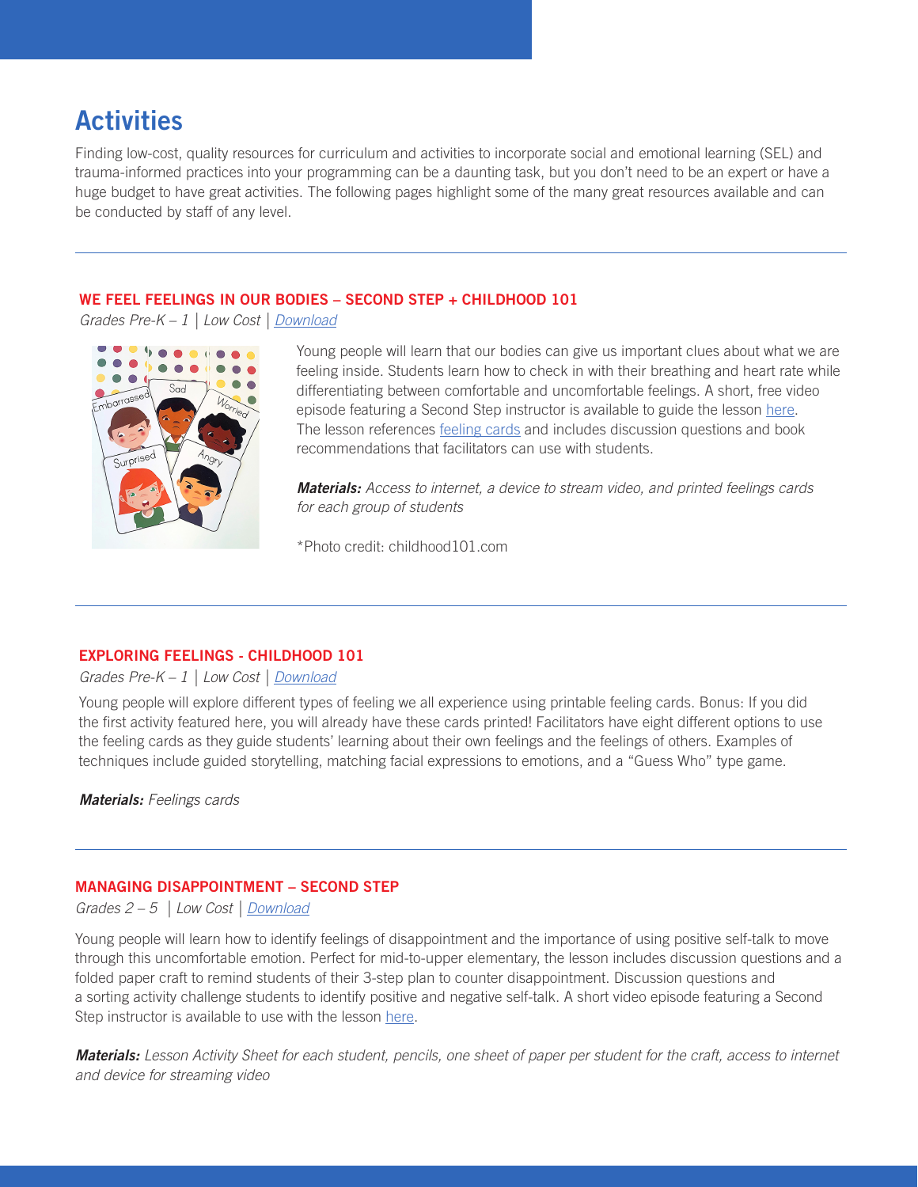# Activities

Finding low-cost, quality resources for curriculum and activities to incorporate social and emotional learning (SEL) and trauma-informed practices into your programming can be a daunting task, but you don't need to be an expert or have a huge budget to have great activities. The following pages highlight some of the many great resources available and can be conducted by staff of any level.

---

### WE FEEL FEELINGS IN OUR BODIES – SECOND STEP + CHILDHOOD 101

*Grades Pre-K – 1 | Low Cost | Download*

Young people will learn that our bodies can give us important clues about what we are feeling inside. Students learn how to check in with their breathing and heart rate while differentiating between comfortable and uncomfortable feelings. A short, free video episode featuring a Second Step instructor is available to guide the lesson here. The lesson references feeling cards and includes discussion questions and book recommendations that facilitators can use with students.

***Materials:*** *Access to internet, a device to stream video, and printed feelings cards for each group of students*

*Photo credit: childhood101.com

---

### EXPLORING FEELINGS - CHILDHOOD 101

*Grades Pre-K – 1 | Low Cost | Download*

Young people will explore different types of feeling we all experience using printable feeling cards. Bonus: If you did the first activity featured here, you will already have these cards printed! Facilitators have eight different options to use the feeling cards as they guide students' learning about their own feelings and the feelings of others. Examples of techniques include guided storytelling, matching facial expressions to emotions, and a "Guess Who" type game.

***Materials:*** *Feelings cards*

---

### MANAGING DISAPPOINTMENT – SECOND STEP

*Grades 2 – 5 | Low Cost | Download*

Young people will learn how to identify feelings of disappointment and the importance of using positive self-talk to move through this uncomfortable emotion. Perfect for mid-to-upper elementary, the lesson includes discussion questions and a folded paper craft to remind students of their 3-step plan to counter disappointment. Discussion questions and a sorting activity challenge students to identify positive and negative self-talk. A short video episode featuring a Second Step instructor is available to use with the lesson here.

***Materials:*** *Lesson Activity Sheet for each student, pencils, one sheet of paper per student for the craft, access to internet and device for streaming video*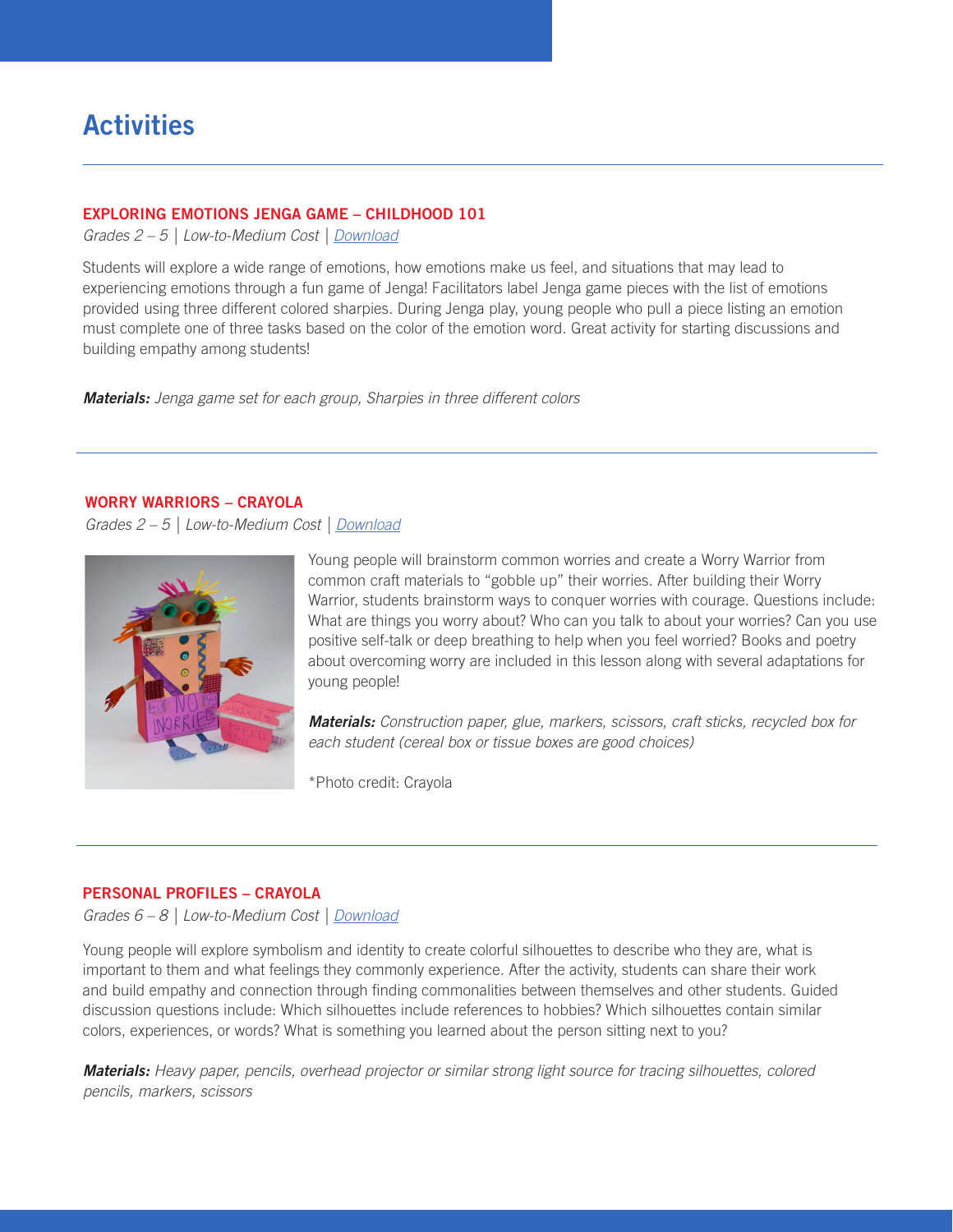# Activities

### EXPLORING EMOTIONS JENGA GAME – CHILDHOOD 101

*Grades 2 – 5 | Low-to-Medium Cost | Download*

Students will explore a wide range of emotions, how emotions make us feel, and situations that may lead to experiencing emotions through a fun game of Jenga! Facilitators label Jenga game pieces with the list of emotions provided using three different colored sharpies. During Jenga play, young people who pull a piece listing an emotion must complete one of three tasks based on the color of the emotion word. Great activity for starting discussions and building empathy among students!

***Materials:*** *Jenga game set for each group, Sharpies in three different colors*

---

### WORRY WARRIORS – CRAYOLA

*Grades 2 – 5 | Low-to-Medium Cost | Download*

Young people will brainstorm common worries and create a Worry Warrior from common craft materials to "gobble up" their worries. After building their Worry Warrior, students brainstorm ways to conquer worries with courage. Questions include: What are things you worry about? Who can you talk to about your worries? Can you use positive self-talk or deep breathing to help when you feel worried? Books and poetry about overcoming worry are included in this lesson along with several adaptations for young people!

***Materials:*** *Construction paper, glue, markers, scissors, craft sticks, recycled box for each student (cereal box or tissue boxes are good choices)*

*Photo credit: Crayola

---

### PERSONAL PROFILES – CRAYOLA

*Grades 6 – 8 | Low-to-Medium Cost | Download*

Young people will explore symbolism and identity to create colorful silhouettes to describe who they are, what is important to them and what feelings they commonly experience. After the activity, students can share their work and build empathy and connection through finding commonalities between themselves and other students. Guided discussion questions include: Which silhouettes include references to hobbies? Which silhouettes contain similar colors, experiences, or words? What is something you learned about the person sitting next to you?

***Materials:*** *Heavy paper, pencils, overhead projector or similar strong light source for tracing silhouettes, colored pencils, markers, scissors*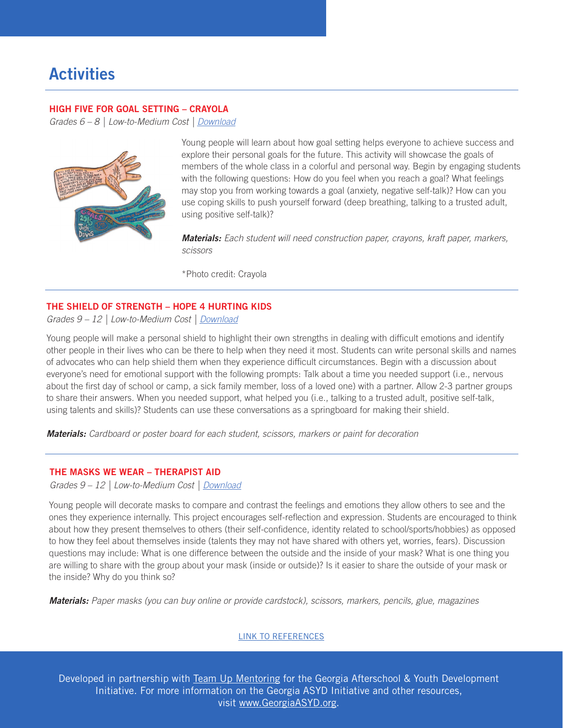# Activities

### HIGH FIVE FOR GOAL SETTING – CRAYOLA

*Grades 6 – 8 | Low-to-Medium Cost | Download*

Young people will learn about how goal setting helps everyone to achieve success and explore their personal goals for the future. This activity will showcase the goals of members of the whole class in a colorful and personal way. Begin by engaging students with the following questions: How do you feel when you reach a goal? What feelings may stop you from working towards a goal (anxiety, negative self-talk)? How can you use coping skills to push yourself forward (deep breathing, talking to a trusted adult, using positive self-talk)?

***Materials:*** *Each student will need construction paper, crayons, kraft paper, markers, scissors*

*Photo credit: Crayola

### THE SHIELD OF STRENGTH – HOPE 4 HURTING KIDS

*Grades 9 – 12 | Low-to-Medium Cost | Download*

Young people will make a personal shield to highlight their own strengths in dealing with difficult emotions and identify other people in their lives who can be there to help when they need it most. Students can write personal skills and names of advocates who can help shield them when they experience difficult circumstances. Begin with a discussion about everyone's need for emotional support with the following prompts: Talk about a time you needed support (i.e., nervous about the first day of school or camp, a sick family member, loss of a loved one) with a partner. Allow 2-3 partner groups to share their answers. When you needed support, what helped you (i.e., talking to a trusted adult, positive self-talk, using talents and skills)? Students can use these conversations as a springboard for making their shield.

***Materials:*** *Cardboard or poster board for each student, scissors, markers or paint for decoration*

### THE MASKS WE WEAR – THERAPIST AID

*Grades 9 – 12 | Low-to-Medium Cost | Download*

Young people will decorate masks to compare and contrast the feelings and emotions they allow others to see and the ones they experience internally. This project encourages self-reflection and expression. Students are encouraged to think about how they present themselves to others (their self-confidence, identity related to school/sports/hobbies) as opposed to how they feel about themselves inside (talents they may not have shared with others yet, worries, fears). Discussion questions may include: What is one difference between the outside and the inside of your mask? What is one thing you are willing to share with the group about your mask (inside or outside)? Is it easier to share the outside of your mask or the inside? Why do you think so?

***Materials:*** *Paper masks (you can buy online or provide cardstock), scissors, markers, pencils, glue, magazines*

LINK TO REFERENCES

Developed in partnership with Team Up Mentoring for the Georgia Afterschool & Youth Development Initiative. For more information on the Georgia ASYD Initiative and other resources, visit www.GeorgiaASYD.org.